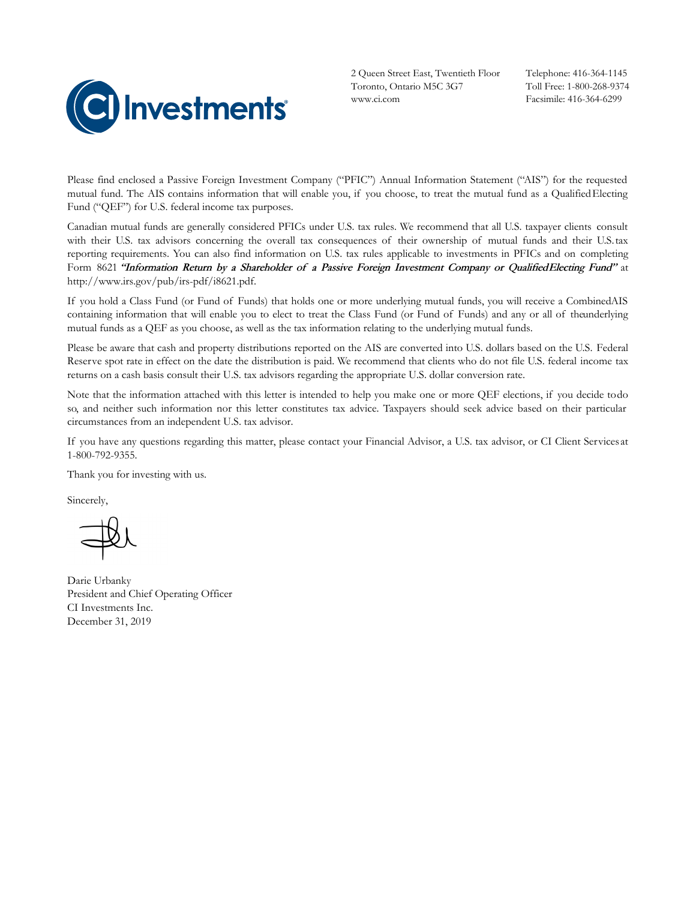CI Investments

2 Queen Street East, Twentieth Floor
Toronto, Ontario M5C 3G7
www.ci.com

Telephone: 416-364-1145
Toll Free: 1-800-268-9374
Facsimile: 416-364-6299

Please find enclosed a Passive Foreign Investment Company ("PFIC") Annual Information Statement ("AIS") for the requested mutual fund. The AIS contains information that will enable you, if you choose, to treat the mutual fund as a Qualified Electing Fund ("QEF") for U.S. federal income tax purposes.

Canadian mutual funds are generally considered PFICs under U.S. tax rules. We recommend that all U.S. taxpayer clients consult with their U.S. tax advisors concerning the overall tax consequences of their ownership of mutual funds and their U.S. tax reporting requirements. You can also find information on U.S. tax rules applicable to investments in PFICs and on completing Form 8621 ***"Information Return by a Shareholder of a Passive Foreign Investment Company or Qualified Electing Fund"*** at http://www.irs.gov/pub/irs-pdf/i8621.pdf.

If you hold a Class Fund (or Fund of Funds) that holds one or more underlying mutual funds, you will receive a Combined AIS containing information that will enable you to elect to treat the Class Fund (or Fund of Funds) and any or all of the underlying mutual funds as a QEF as you choose, as well as the tax information relating to the underlying mutual funds.

Please be aware that cash and property distributions reported on the AIS are converted into U.S. dollars based on the U.S. Federal Reserve spot rate in effect on the date the distribution is paid. We recommend that clients who do not file U.S. federal income tax returns on a cash basis consult their U.S. tax advisors regarding the appropriate U.S. dollar conversion rate.

Note that the information attached with this letter is intended to help you make one or more QEF elections, if you decide to do so, and neither such information nor this letter constitutes tax advice. Taxpayers should seek advice based on their particular circumstances from an independent U.S. tax advisor.

If you have any questions regarding this matter, please contact your Financial Advisor, a U.S. tax advisor, or CI Client Services at 1-800-792-9355.

Thank you for investing with us.

Sincerely,

Darie Urbanky
President and Chief Operating Officer
CI Investments Inc.
December 31, 2019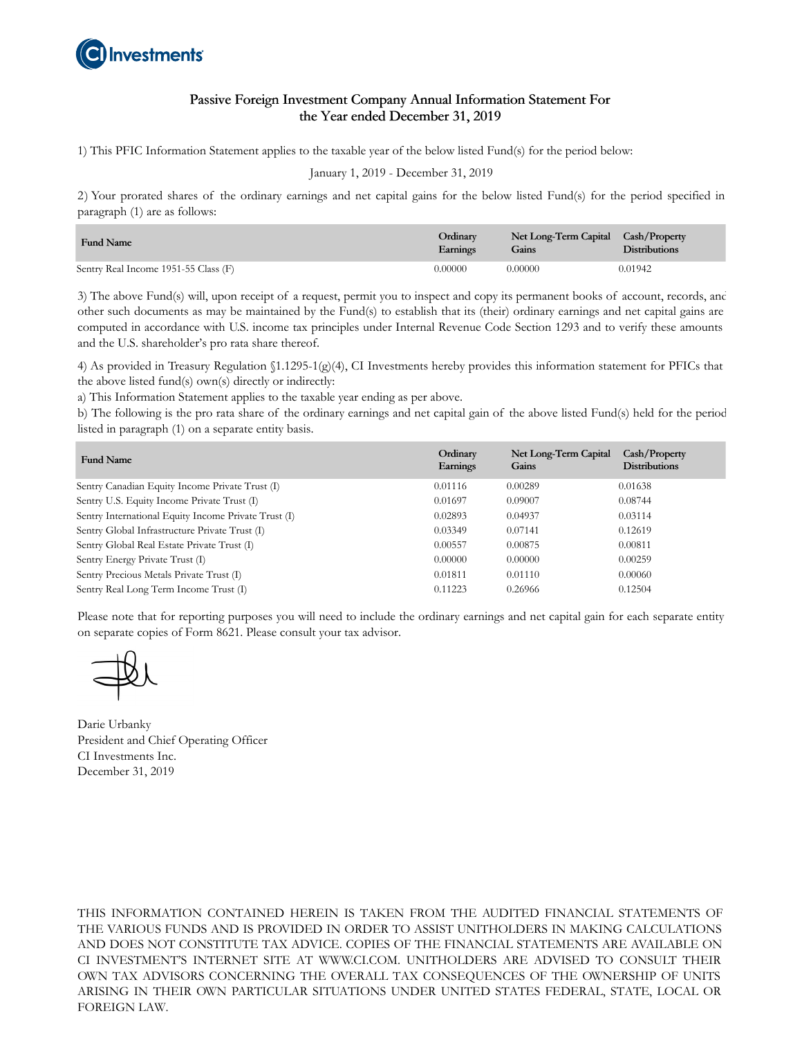# Passive Foreign Investment Company Annual Information Statement For the Year ended December 31, 2019

1) This PFIC Information Statement applies to the taxable year of the below listed Fund(s) for the period below:

January 1, 2019 - December 31, 2019

2) Your prorated shares of the ordinary earnings and net capital gains for the below listed Fund(s) for the period specified in paragraph (1) are as follows:

| Fund Name | Ordinary Earnings | Net Long-Term Capital Gains | Cash/Property Distributions |
|---|---|---|---|
| Sentry Real Income 1951-55 Class (F) | 0.00000 | 0.00000 | 0.01942 |

3) The above Fund(s) will, upon receipt of a request, permit you to inspect and copy its permanent books of account, records, and other such documents as may be maintained by the Fund(s) to establish that its (their) ordinary earnings and net capital gains are computed in accordance with U.S. income tax principles under Internal Revenue Code Section 1293 and to verify these amounts and the U.S. shareholder's pro rata share thereof.

4) As provided in Treasury Regulation §1.1295-1(g)(4), CI Investments hereby provides this information statement for PFICs that the above listed fund(s) own(s) directly or indirectly:

a) This Information Statement applies to the taxable year ending as per above.

b) The following is the pro rata share of the ordinary earnings and net capital gain of the above listed Fund(s) held for the period listed in paragraph (1) on a separate entity basis.

| Fund Name | Ordinary Earnings | Net Long-Term Capital Gains | Cash/Property Distributions |
|---|---|---|---|
| Sentry Canadian Equity Income Private Trust (I) | 0.01116 | 0.00289 | 0.01638 |
| Sentry U.S. Equity Income Private Trust (I) | 0.01697 | 0.09007 | 0.08744 |
| Sentry International Equity Income Private Trust (I) | 0.02893 | 0.04937 | 0.03114 |
| Sentry Global Infrastructure Private Trust (I) | 0.03349 | 0.07141 | 0.12619 |
| Sentry Global Real Estate Private Trust (I) | 0.00557 | 0.00875 | 0.00811 |
| Sentry Energy Private Trust (I) | 0.00000 | 0.00000 | 0.00259 |
| Sentry Precious Metals Private Trust (I) | 0.01811 | 0.01110 | 0.00060 |
| Sentry Real Long Term Income Trust (I) | 0.11223 | 0.26966 | 0.12504 |

Please note that for reporting purposes you will need to include the ordinary earnings and net capital gain for each separate entity on separate copies of Form 8621. Please consult your tax advisor.

Darie Urbanky
President and Chief Operating Officer
CI Investments Inc.
December 31, 2019

THIS INFORMATION CONTAINED HEREIN IS TAKEN FROM THE AUDITED FINANCIAL STATEMENTS OF THE VARIOUS FUNDS AND IS PROVIDED IN ORDER TO ASSIST UNITHOLDERS IN MAKING CALCULATIONS AND DOES NOT CONSTITUTE TAX ADVICE. COPIES OF THE FINANCIAL STATEMENTS ARE AVAILABLE ON CI INVESTMENT'S INTERNET SITE AT WWW.CI.COM. UNITHOLDERS ARE ADVISED TO CONSULT THEIR OWN TAX ADVISORS CONCERNING THE OVERALL TAX CONSEQUENCES OF THE OWNERSHIP OF UNITS ARISING IN THEIR OWN PARTICULAR SITUATIONS UNDER UNITED STATES FEDERAL, STATE, LOCAL OR FOREIGN LAW.